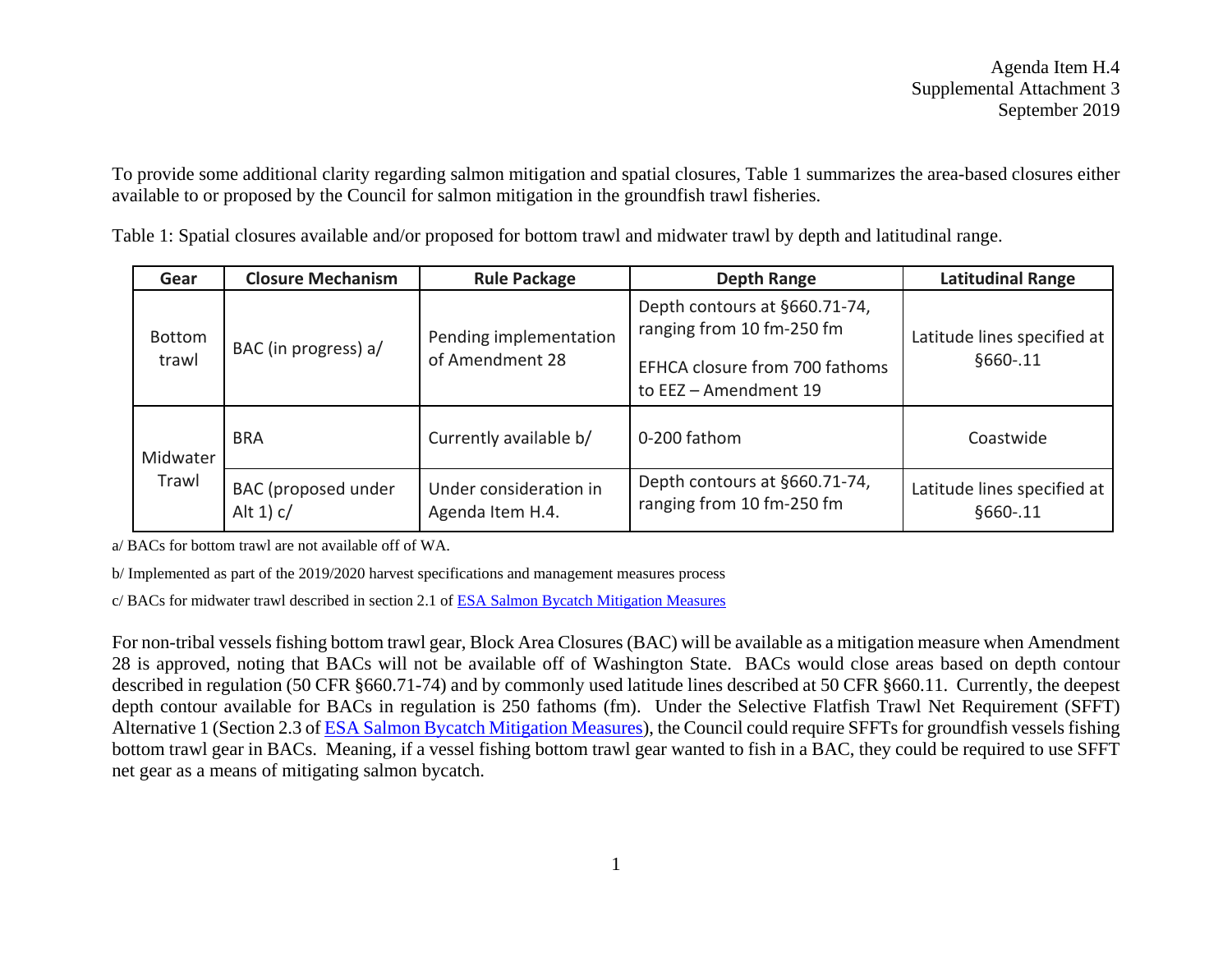Agenda Item H.4
Supplemental Attachment 3
September 2019

To provide some additional clarity regarding salmon mitigation and spatial closures, Table 1 summarizes the area-based closures either available to or proposed by the Council for salmon mitigation in the groundfish trawl fisheries.

Table 1: Spatial closures available and/or proposed for bottom trawl and midwater trawl by depth and latitudinal range.

| Gear | Closure Mechanism | Rule Package | Depth Range | Latitudinal Range |
|---|---|---|---|---|
| Bottom trawl | BAC (in progress) a/ | Pending implementation of Amendment 28 | Depth contours at §660.71-74, ranging from 10 fm-250 fm<br><br>EFHCA closure from 700 fathoms to EEZ – Amendment 19 | Latitude lines specified at §660-.11 |
| Midwater Trawl | BRA | Currently available b/ | 0-200 fathom | Coastwide |
| | BAC (proposed under Alt 1) c/ | Under consideration in Agenda Item H.4. | Depth contours at §660.71-74, ranging from 10 fm-250 fm | Latitude lines specified at §660-.11 |

a/ BACs for bottom trawl are not available off of WA.

b/ Implemented as part of the 2019/2020 harvest specifications and management measures process

c/ BACs for midwater trawl described in section 2.1 of ESA Salmon Bycatch Mitigation Measures

For non-tribal vessels fishing bottom trawl gear, Block Area Closures (BAC) will be available as a mitigation measure when Amendment 28 is approved, noting that BACs will not be available off of Washington State. BACs would close areas based on depth contour described in regulation (50 CFR §660.71-74) and by commonly used latitude lines described at 50 CFR §660.11. Currently, the deepest depth contour available for BACs in regulation is 250 fathoms (fm). Under the Selective Flatfish Trawl Net Requirement (SFFT) Alternative 1 (Section 2.3 of ESA Salmon Bycatch Mitigation Measures), the Council could require SFFTs for groundfish vessels fishing bottom trawl gear in BACs. Meaning, if a vessel fishing bottom trawl gear wanted to fish in a BAC, they could be required to use SFFT net gear as a means of mitigating salmon bycatch.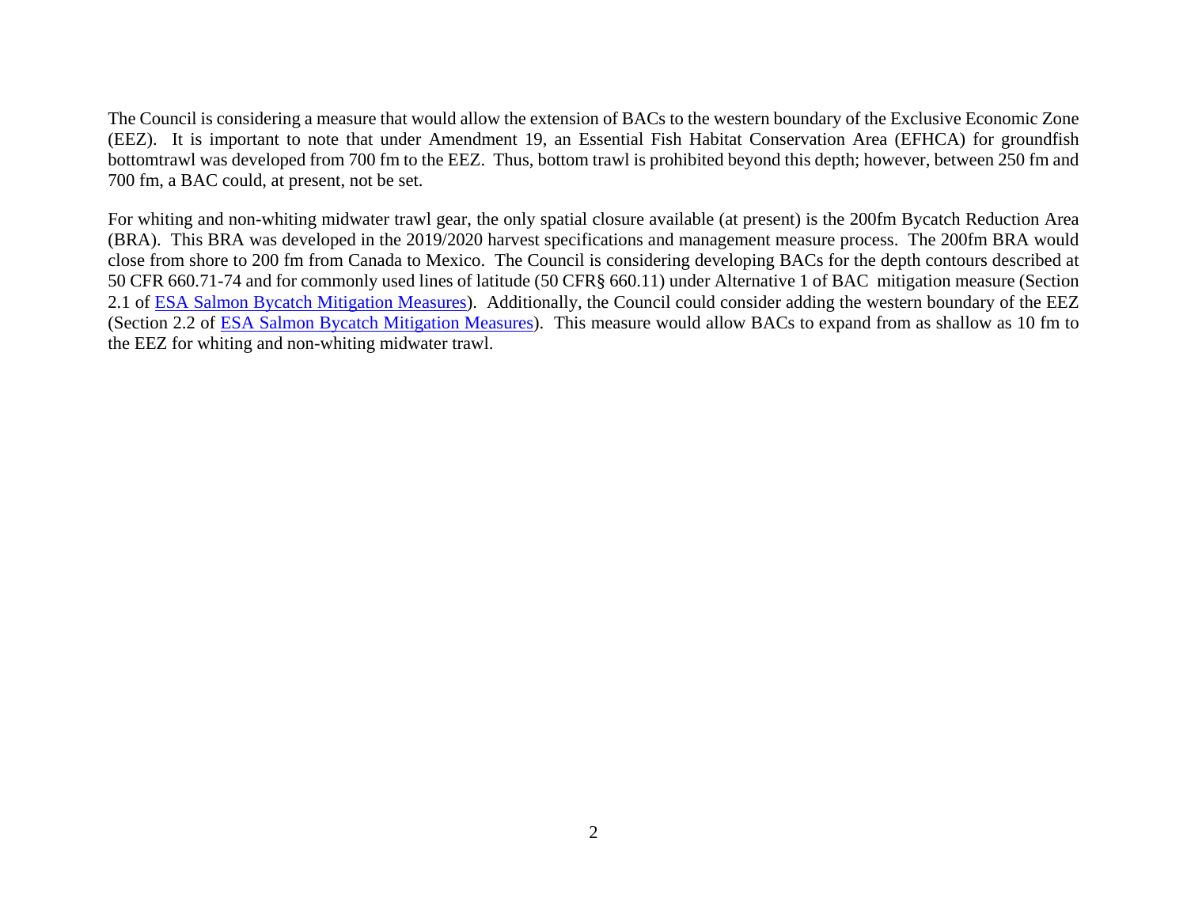The Council is considering a measure that would allow the extension of BACs to the western boundary of the Exclusive Economic Zone (EEZ). It is important to note that under Amendment 19, an Essential Fish Habitat Conservation Area (EFHCA) for groundfish bottomtrawl was developed from 700 fm to the EEZ. Thus, bottom trawl is prohibited beyond this depth; however, between 250 fm and 700 fm, a BAC could, at present, not be set.

For whiting and non-whiting midwater trawl gear, the only spatial closure available (at present) is the 200fm Bycatch Reduction Area (BRA). This BRA was developed in the 2019/2020 harvest specifications and management measure process. The 200fm BRA would close from shore to 200 fm from Canada to Mexico. The Council is considering developing BACs for the depth contours described at 50 CFR 660.71-74 and for commonly used lines of latitude (50 CFR§ 660.11) under Alternative 1 of BAC mitigation measure (Section 2.1 of ESA Salmon Bycatch Mitigation Measures). Additionally, the Council could consider adding the western boundary of the EEZ (Section 2.2 of ESA Salmon Bycatch Mitigation Measures). This measure would allow BACs to expand from as shallow as 10 fm to the EEZ for whiting and non-whiting midwater trawl.